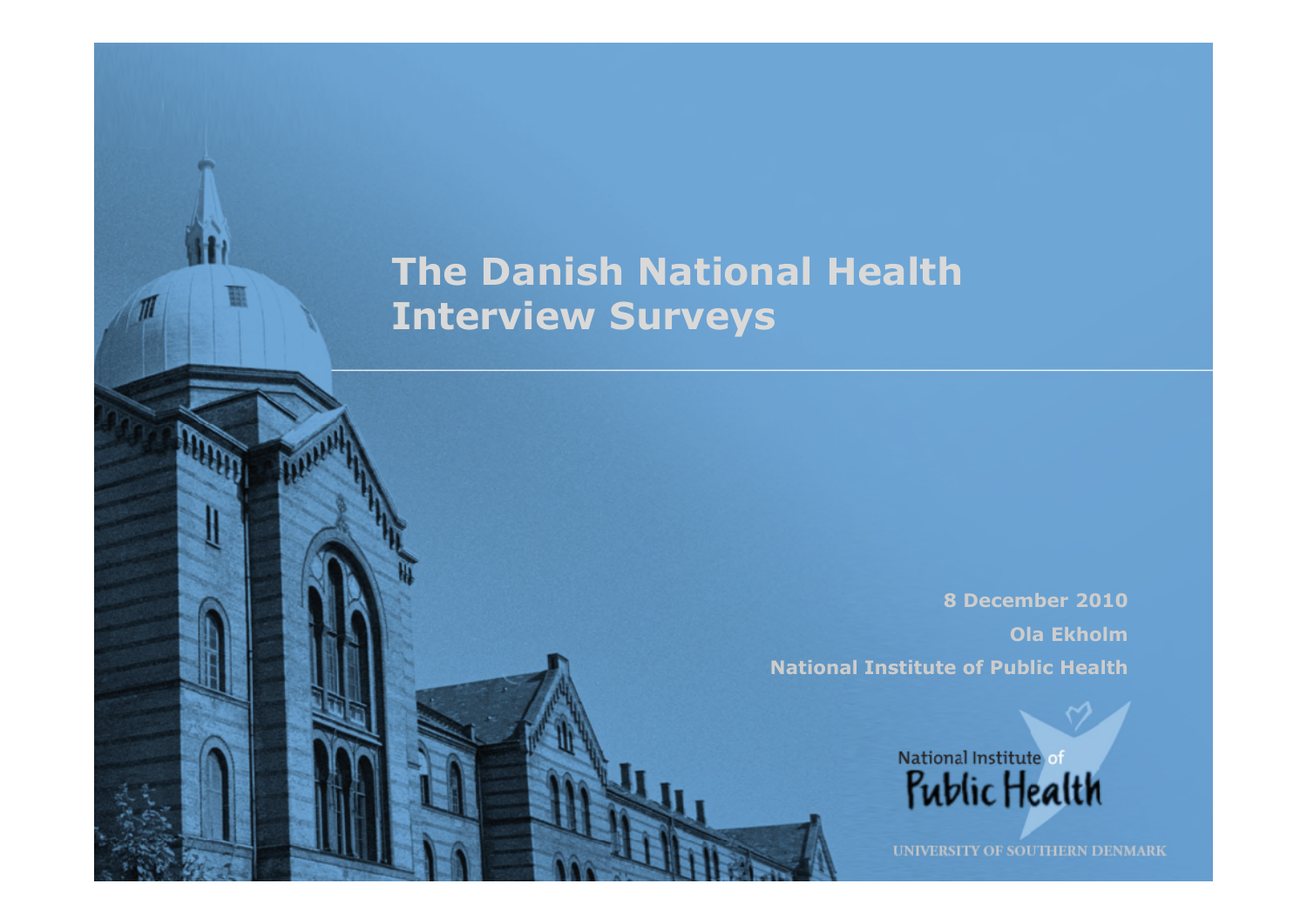# The Danish National Health Interview Surveys

8 December 2010

Ola Ekholm

National Institute of Public Health

National Institute of Public Health

UNIVERSITY OF SOUTHERN DENMARK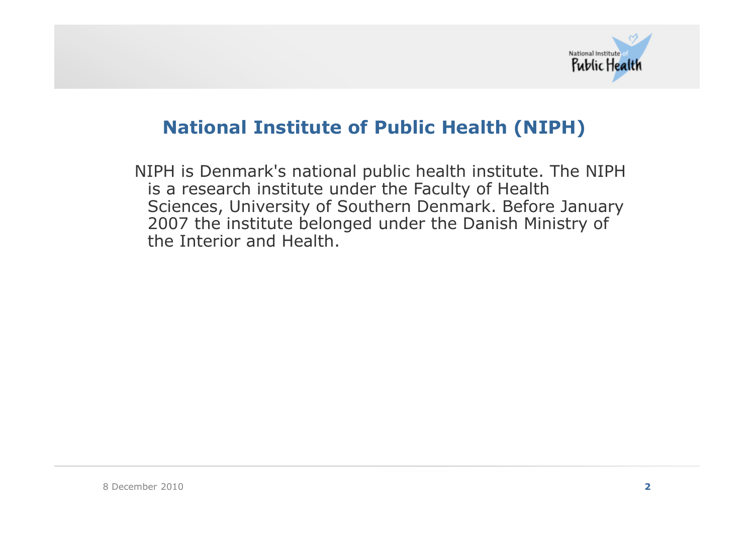## National Institute of Public Health (NIPH)

NIPH is Denmark's national public health institute. The NIPH is a research institute under the Faculty of Health Sciences, University of Southern Denmark. Before January 2007 the institute belonged under the Danish Ministry of the Interior and Health.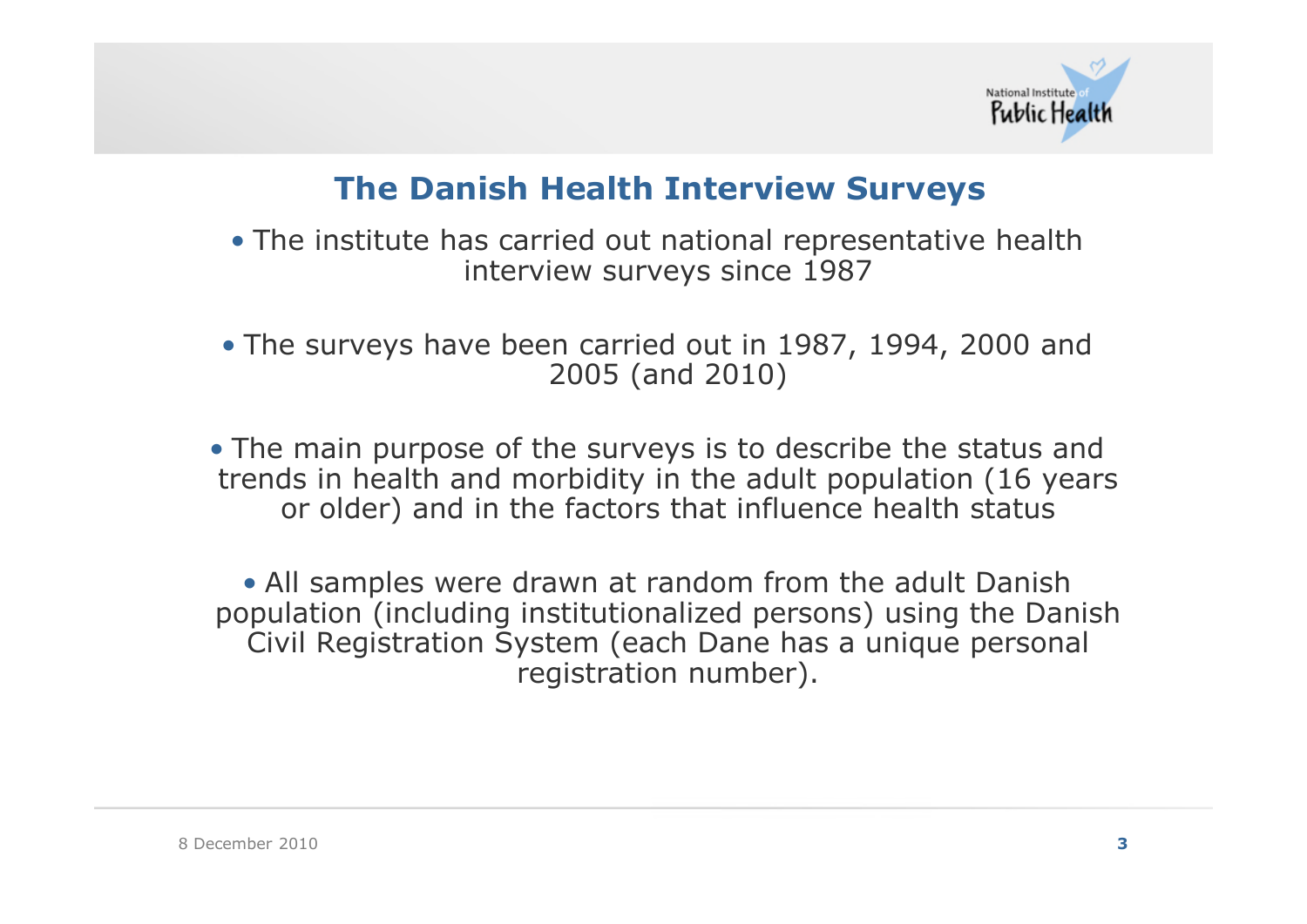## The Danish Health Interview Surveys

- The institute has carried out national representative health interview surveys since 1987

- The surveys have been carried out in 1987, 1994, 2000 and 2005 (and 2010)

- The main purpose of the surveys is to describe the status and trends in health and morbidity in the adult population (16 years or older) and in the factors that influence health status

- All samples were drawn at random from the adult Danish population (including institutionalized persons) using the Danish Civil Registration System (each Dane has a unique personal registration number).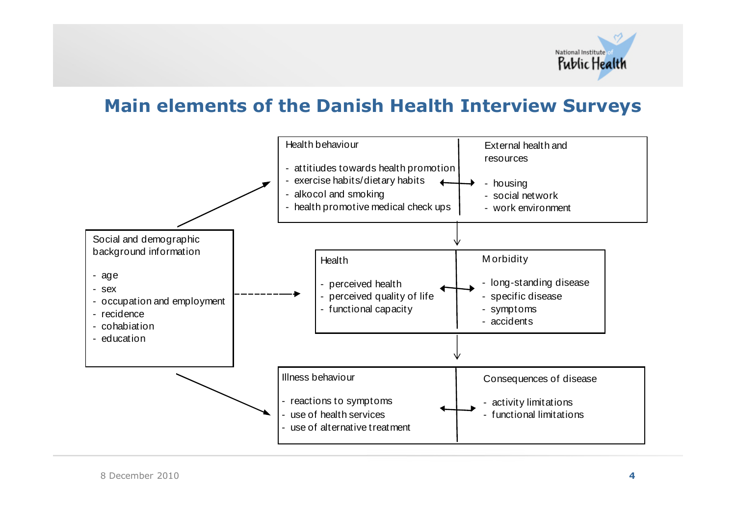# Main elements of the Danish Health Interview Surveys

Social and demographic background information

- age
- sex
- occupation and employment
- recidence
- cohabiation
- education

Health behaviour

- attitiudes towards health promotion
- exercise habits/dietary habits
- alkocol and smoking
- health promotive medical check ups

External health and resources

- housing
- social network
- work environment

Health

- perceived health
- perceived quality of life
- functional capacity

Morbidity

- long-standing disease
- specific disease
- symptoms
- accidents

Illness behaviour

- reactions to symptoms
- use of health services
- use of alternative treatment

Consequences of disease

- activity limitations
- functional limitations

8 December 2010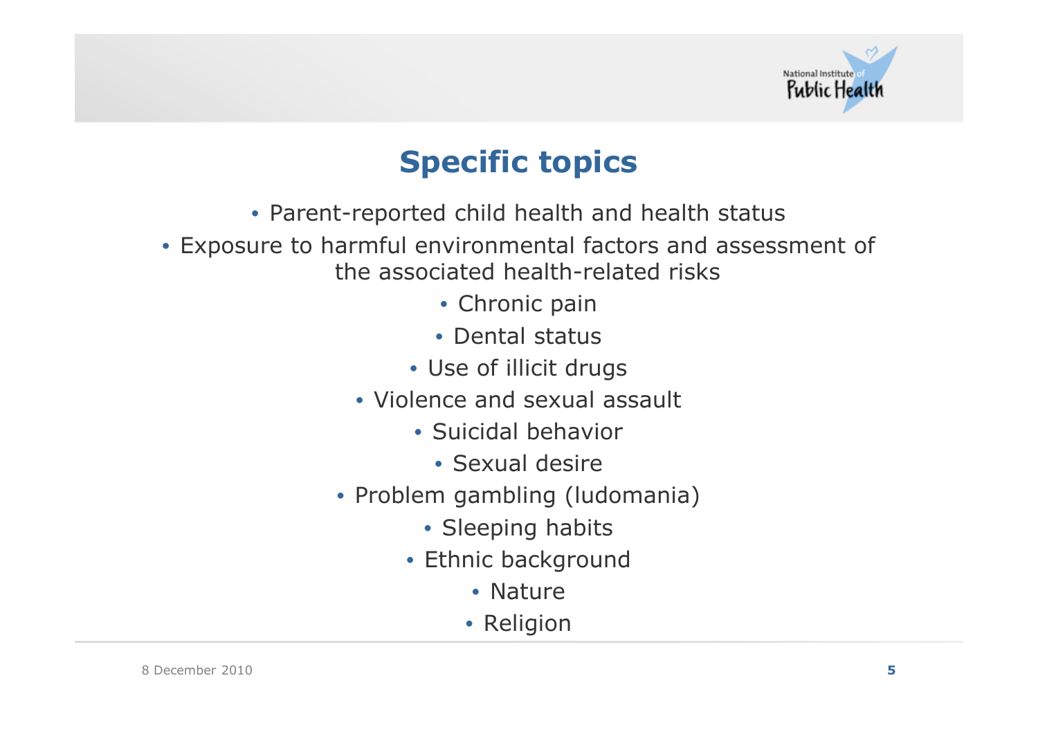# Specific topics

- Parent-reported child health and health status
- Exposure to harmful environmental factors and assessment of the associated health-related risks
- Chronic pain
- Dental status
- Use of illicit drugs
- Violence and sexual assault
- Suicidal behavior
- Sexual desire
- Problem gambling (ludomania)
- Sleeping habits
- Ethnic background
- Nature
- Religion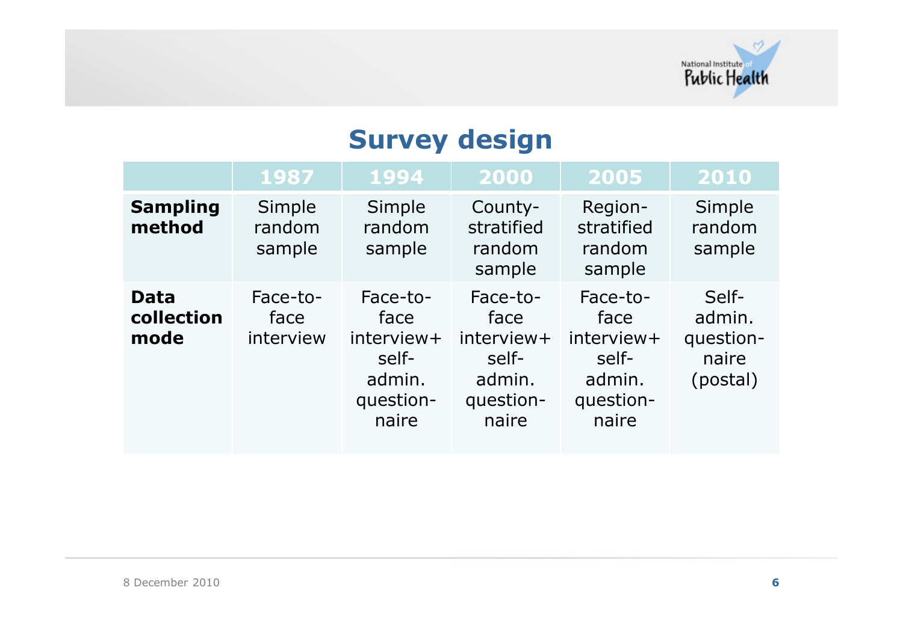# Survey design

| | 1987 | 1994 | 2000 | 2005 | 2010 |
|---|---|---|---|---|---|
| **Sampling method** | Simple random sample | Simple random sample | County-stratified random sample | Region-stratified random sample | Simple random sample |
| **Data collection mode** | Face-to-face interview | Face-to-face interview+ self-admin. questionnaire | Face-to-face interview+ self-admin. questionnaire | Face-to-face interview+ self-admin. questionnaire | Self-admin. questionnaire (postal) |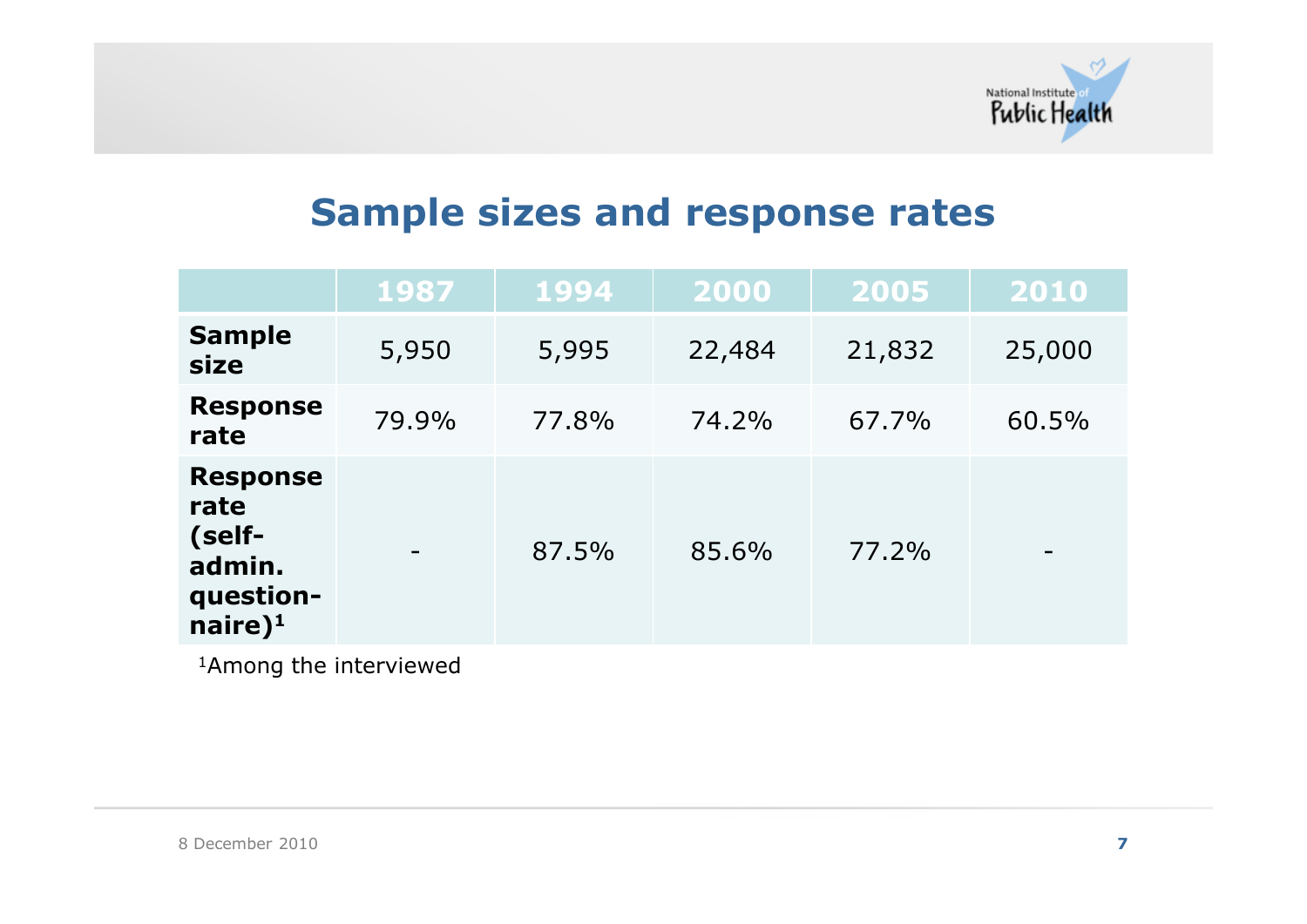# Sample sizes and response rates

| | 1987 | 1994 | 2000 | 2005 | 2010 |
|---|---|---|---|---|---|
| **Sample size** | 5,950 | 5,995 | 22,484 | 21,832 | 25,000 |
| **Response rate** | 79.9% | 77.8% | 74.2% | 67.7% | 60.5% |
| **Response rate (self-admin. question-naire)[1]** | - | 87.5% | 85.6% | 77.2% | - |

[1]Among the interviewed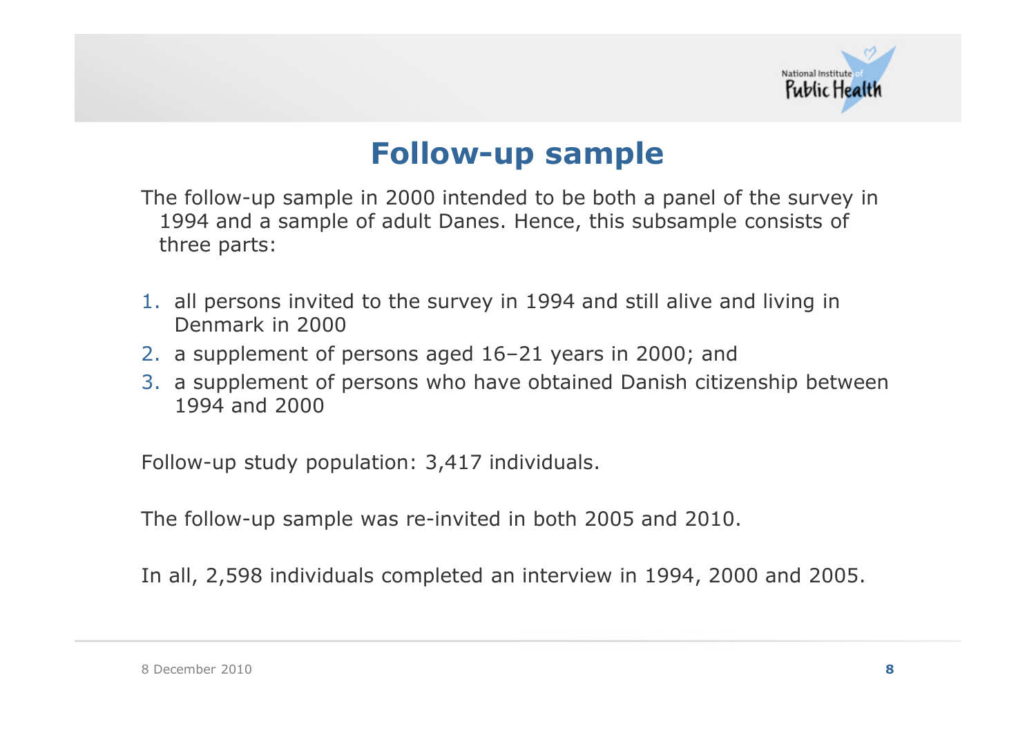# Follow-up sample

The follow-up sample in 2000 intended to be both a panel of the survey in 1994 and a sample of adult Danes. Hence, this subsample consists of three parts:

1. all persons invited to the survey in 1994 and still alive and living in Denmark in 2000
2. a supplement of persons aged 16–21 years in 2000; and
3. a supplement of persons who have obtained Danish citizenship between 1994 and 2000

Follow-up study population: 3,417 individuals.

The follow-up sample was re-invited in both 2005 and 2010.

In all, 2,598 individuals completed an interview in 1994, 2000 and 2005.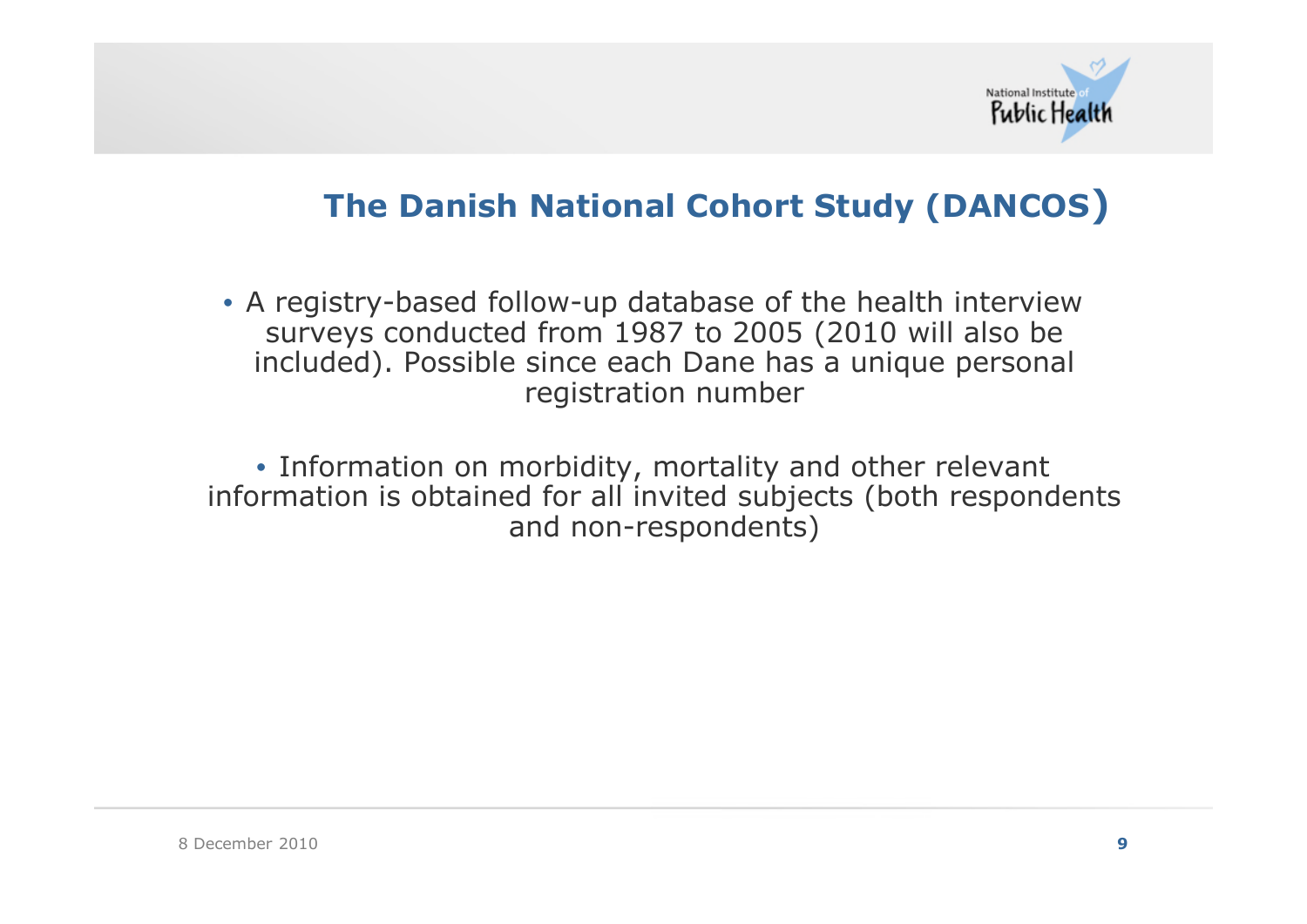## The Danish National Cohort Study (DANCOS)

- A registry-based follow-up database of the health interview surveys conducted from 1987 to 2005 (2010 will also be included). Possible since each Dane has a unique personal registration number

- Information on morbidity, mortality and other relevant information is obtained for all invited subjects (both respondents and non-respondents)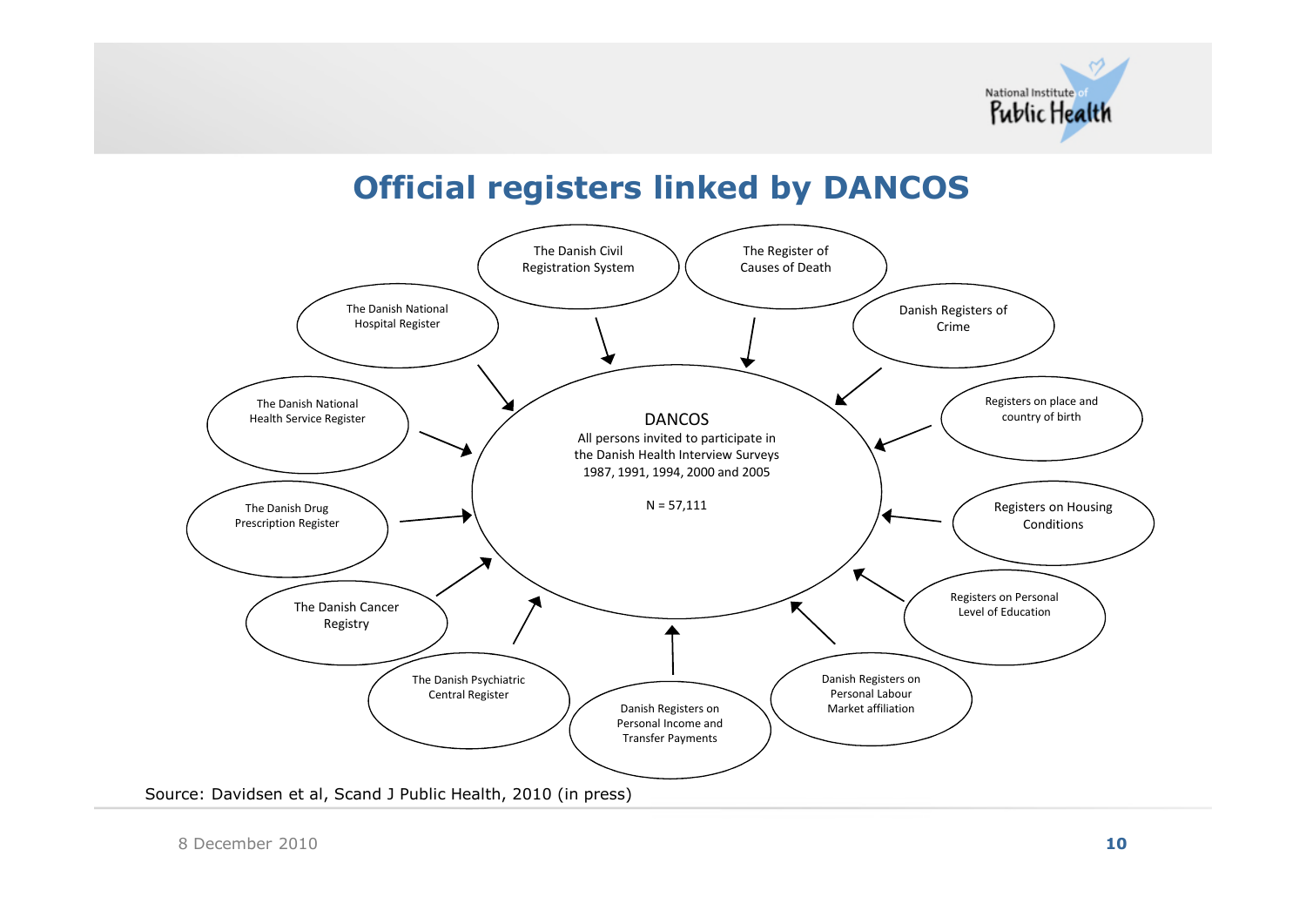# Official registers linked by DANCOS

**DANCOS**
All persons invited to participate in the Danish Health Interview Surveys 1987, 1991, 1994, 2000 and 2005

N = 57,111

Registers linked to DANCOS:

- The Danish Civil Registration System
- The Register of Causes of Death
- Danish Registers of Crime
- Registers on place and country of birth
- Registers on Housing Conditions
- Registers on Personal Level of Education
- Danish Registers on Personal Labour Market affiliation
- Danish Registers on Personal Income and Transfer Payments
- The Danish Psychiatric Central Register
- The Danish Cancer Registry
- The Danish Drug Prescription Register
- The Danish National Health Service Register
- The Danish National Hospital Register

Source: Davidsen et al, Scand J Public Health, 2010 (in press)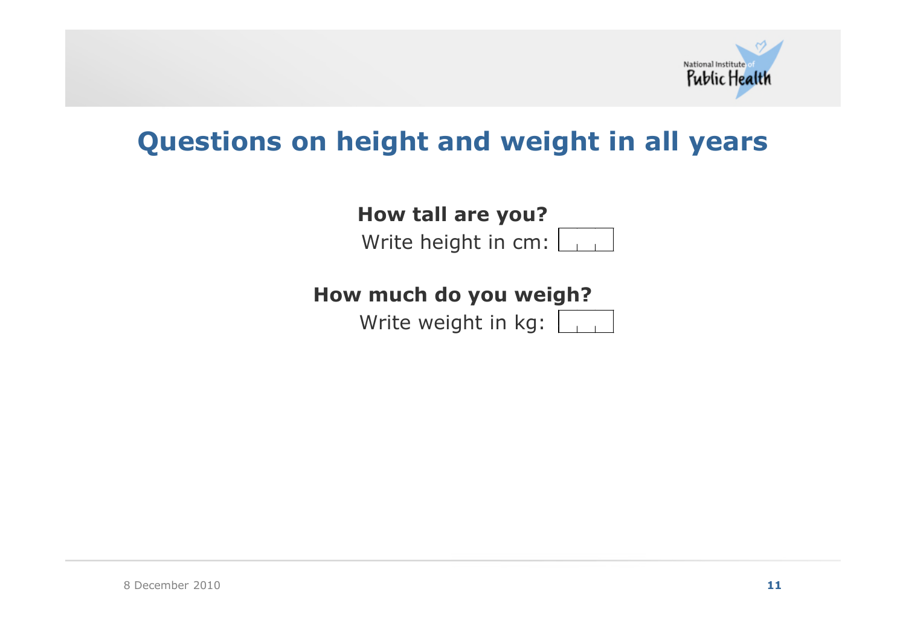# Questions on height and weight in all years

**How tall are you?**

Write height in cm:

**How much do you weigh?**

Write weight in kg: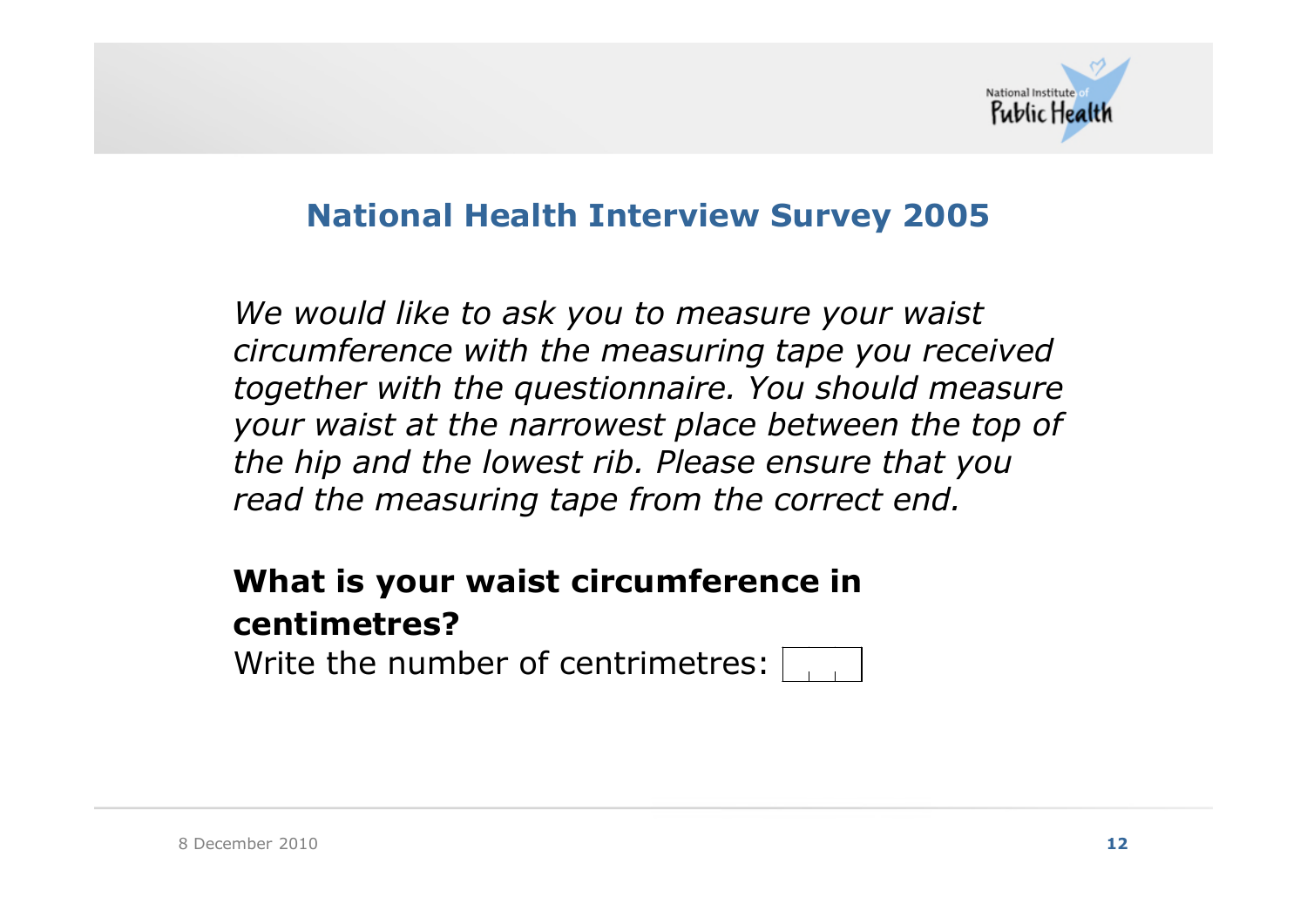## National Health Interview Survey 2005

*We would like to ask you to measure your waist circumference with the measuring tape you received together with the questionnaire. You should measure your waist at the narrowest place between the top of the hip and the lowest rib. Please ensure that you read the measuring tape from the correct end.*

**What is your waist circumference in centimetres?**

Write the number of centrimetres: |_|_|_|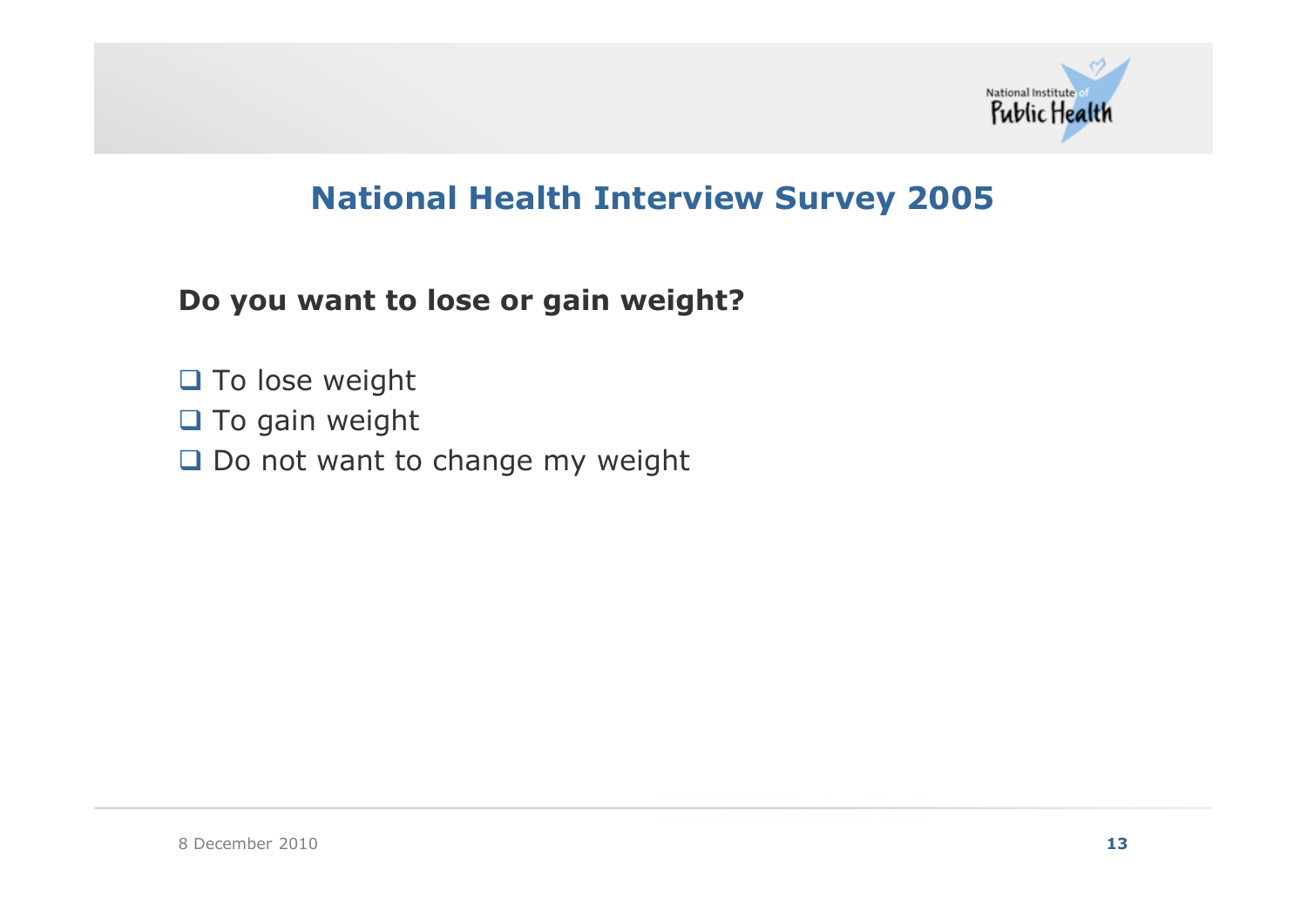## National Health Interview Survey 2005

**Do you want to lose or gain weight?**

- ❑ To lose weight
- ❑ To gain weight
- ❑ Do not want to change my weight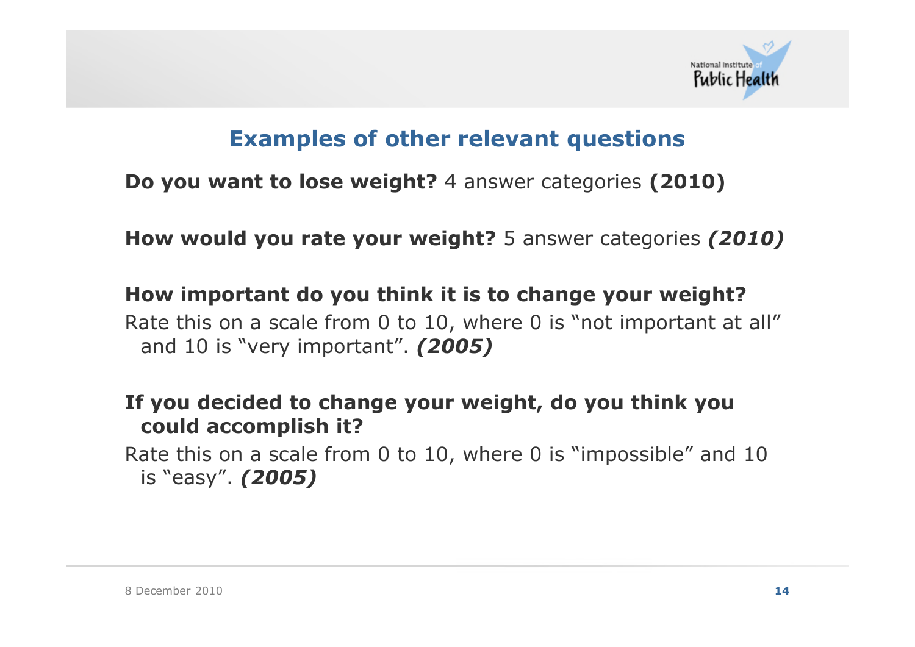## Examples of other relevant questions

**Do you want to lose weight?** 4 answer categories **(2010)**

**How would you rate your weight?** 5 answer categories ***(2010)***

**How important do you think it is to change your weight?**
Rate this on a scale from 0 to 10, where 0 is "not important at all" and 10 is "very important". ***(2005)***

**If you decided to change your weight, do you think you could accomplish it?**
Rate this on a scale from 0 to 10, where 0 is "impossible" and 10 is "easy". ***(2005)***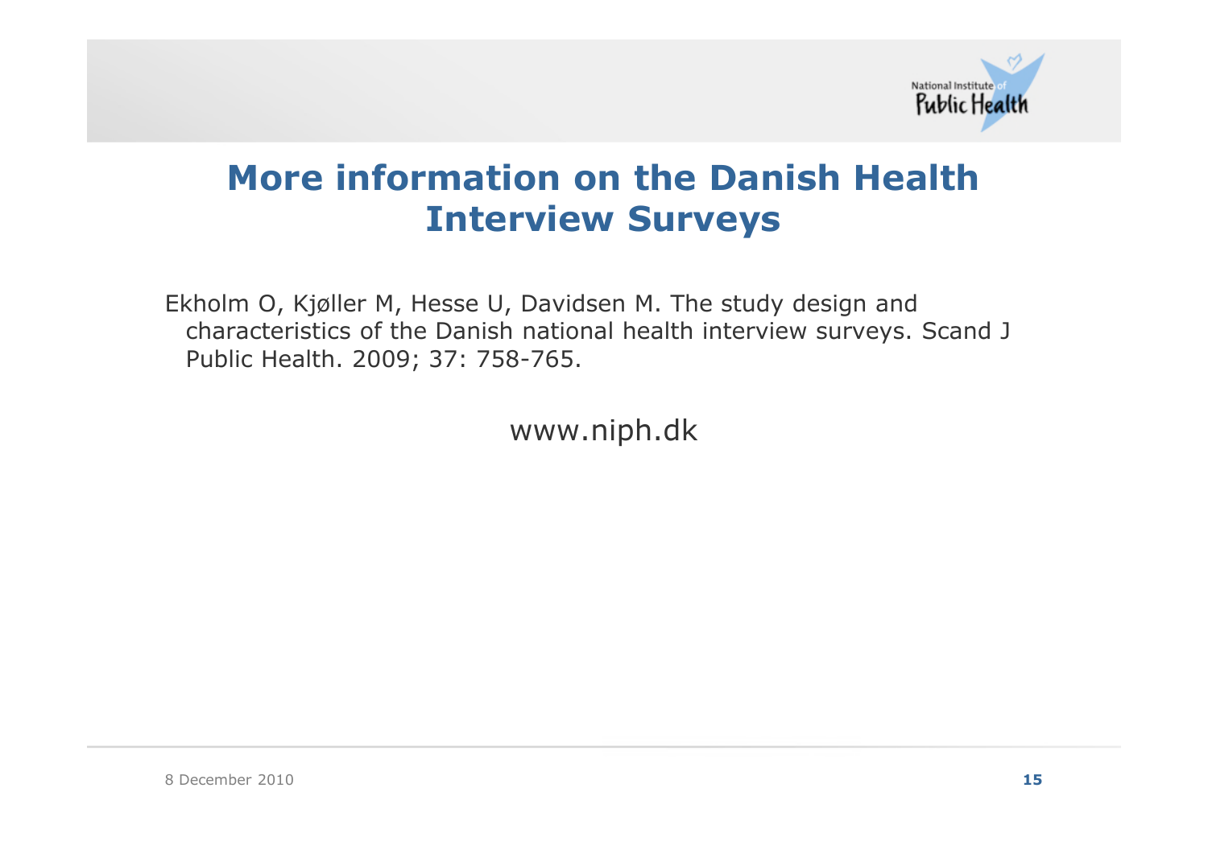# More information on the Danish Health Interview Surveys

Ekholm O, Kjøller M, Hesse U, Davidsen M. The study design and characteristics of the Danish national health interview surveys. Scand J Public Health. 2009; 37: 758-765.

www.niph.dk